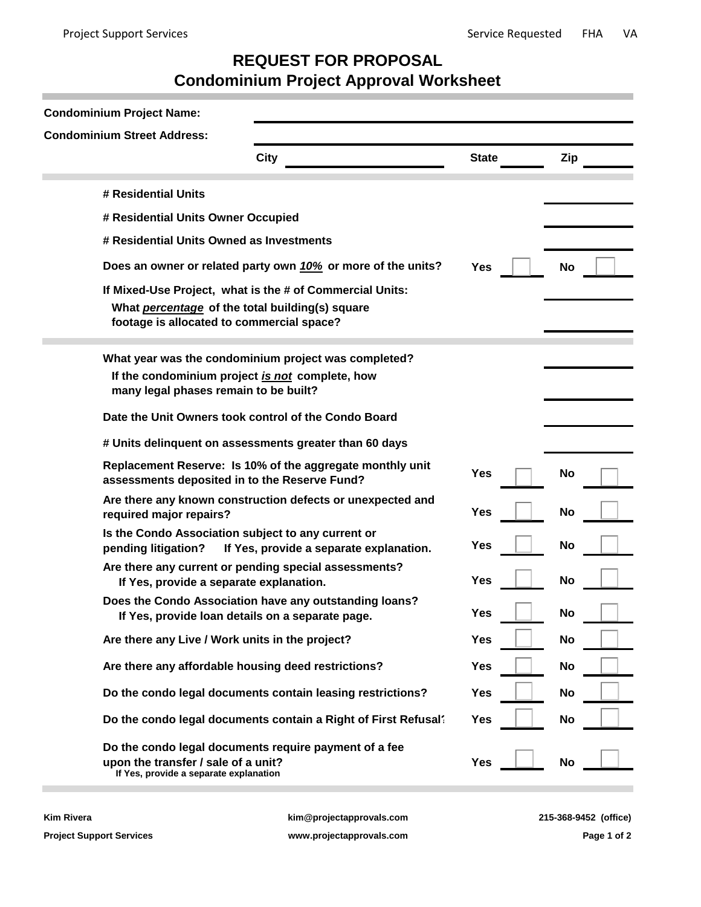Service Requested FHA VA

# REQUEST FOR PROPOSAL
## Condominium Project Approval Worksheet

**Condominium Project Name:** ______________________

**Condominium Street Address:** ______________________

**City** ______________ **State** ______ **Zip** ______

**# Residential Units** ______

**# Residential Units Owner Occupied** ______

**# Residential Units Owned as Investments** ______

**Does an owner or related party own *10%* or more of the units?** Yes ☐ No ☐

**If Mixed-Use Project, what is the # of Commercial Units:** ______

**What *percentage* of the total building(s) square footage is allocated to commercial space?** ______

**What year was the condominium project was completed?** ______

**If the condominium project *is not* complete, how many legal phases remain to be built?** ______

**Date the Unit Owners took control of the Condo Board** ______

**# Units delinquent on assessments greater than 60 days** ______

**Replacement Reserve: Is 10% of the aggregate monthly unit assessments deposited in to the Reserve Fund?** Yes ☐ No ☐

**Are there any known construction defects or unexpected and required major repairs?** Yes ☐ No ☐

**Is the Condo Association subject to any current or pending litigation? If Yes, provide a separate explanation.** Yes ☐ No ☐

**Are there any current or pending special assessments? If Yes, provide a separate explanation.** Yes ☐ No ☐

**Does the Condo Association have any outstanding loans? If Yes, provide loan details on a separate page.** Yes ☐ No ☐

**Are there any Live / Work units in the project?** Yes ☐ No ☐

**Are there any affordable housing deed restrictions?** Yes ☐ No ☐

**Do the condo legal documents contain leasing restrictions?** Yes ☐ No ☐

**Do the condo legal documents contain a Right of First Refusal?** Yes ☐ No ☐

**Do the condo legal documents require payment of a fee upon the transfer / sale of a unit?** Yes ☐ No ☐
**If Yes, provide a separate explanation**

**Kim Rivera** | **kim@projectapprovals.com** | **215-368-9452 (office)**

**Project Support Services** | **www.projectapprovals.com**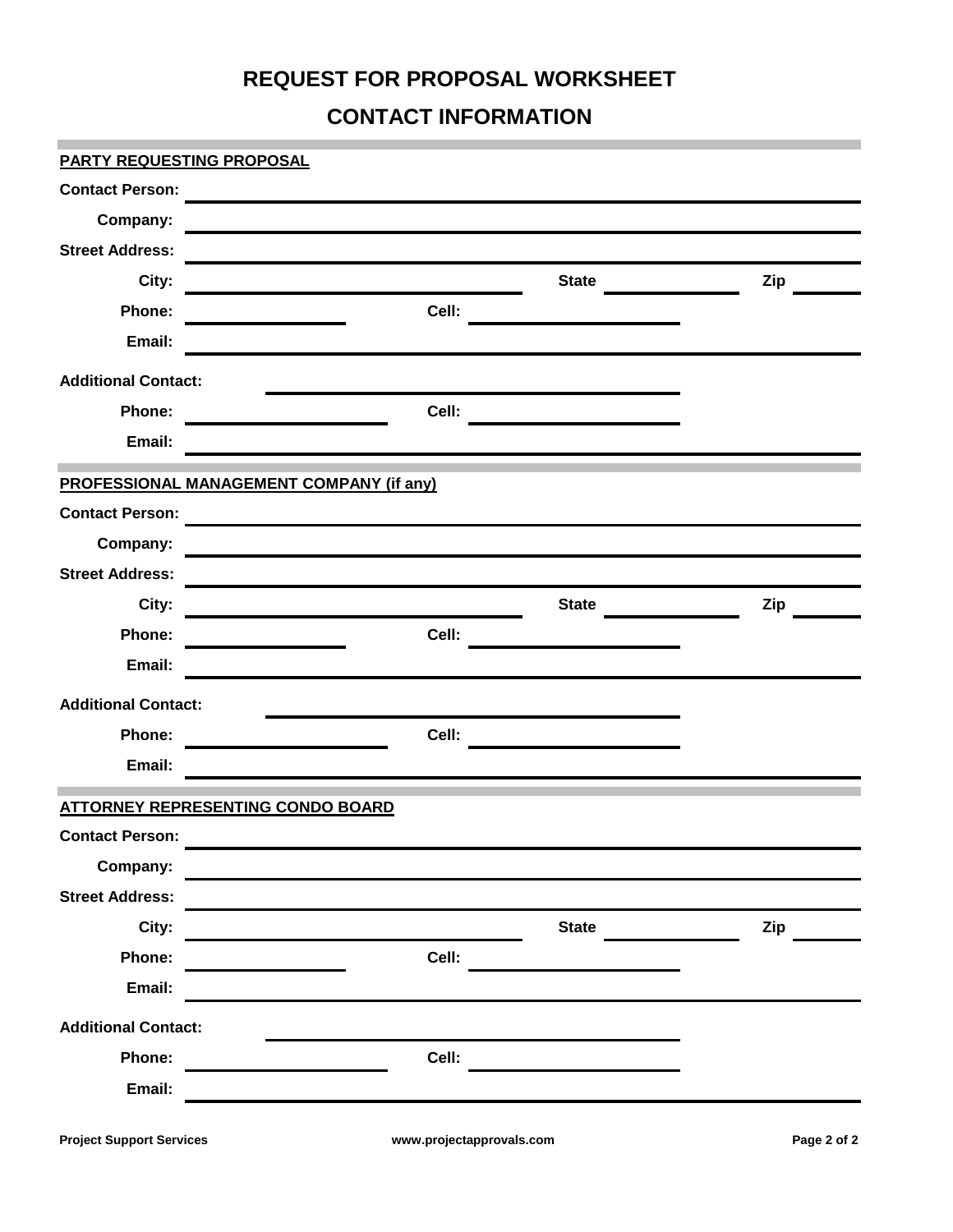# REQUEST FOR PROPOSAL WORKSHEET

## CONTACT INFORMATION

**PARTY REQUESTING PROPOSAL**

**Contact Person:** ____________________

**Company:** ____________________

**Street Address:** ____________________

**City:** ____________________ **State** __________ **Zip** ______

**Phone:** __________ **Cell:** __________

**Email:** ____________________

**Additional Contact:** ____________________

**Phone:** __________ **Cell:** __________

**Email:** ____________________

**PROFESSIONAL MANAGEMENT COMPANY (if any)**

**Contact Person:** ____________________

**Company:** ____________________

**Street Address:** ____________________

**City:** ____________________ **State** __________ **Zip** ______

**Phone:** __________ **Cell:** __________

**Email:** ____________________

**Additional Contact:** ____________________

**Phone:** __________ **Cell:** __________

**Email:** ____________________

**ATTORNEY REPRESENTING CONDO BOARD**

**Contact Person:** ____________________

**Company:** ____________________

**Street Address:** ____________________

**City:** ____________________ **State** __________ **Zip** ______

**Phone:** __________ **Cell:** __________

**Email:** ____________________

**Additional Contact:** ____________________

**Phone:** __________ **Cell:** __________

**Email:** ____________________

**Project Support Services** **www.projectapprovals.com**